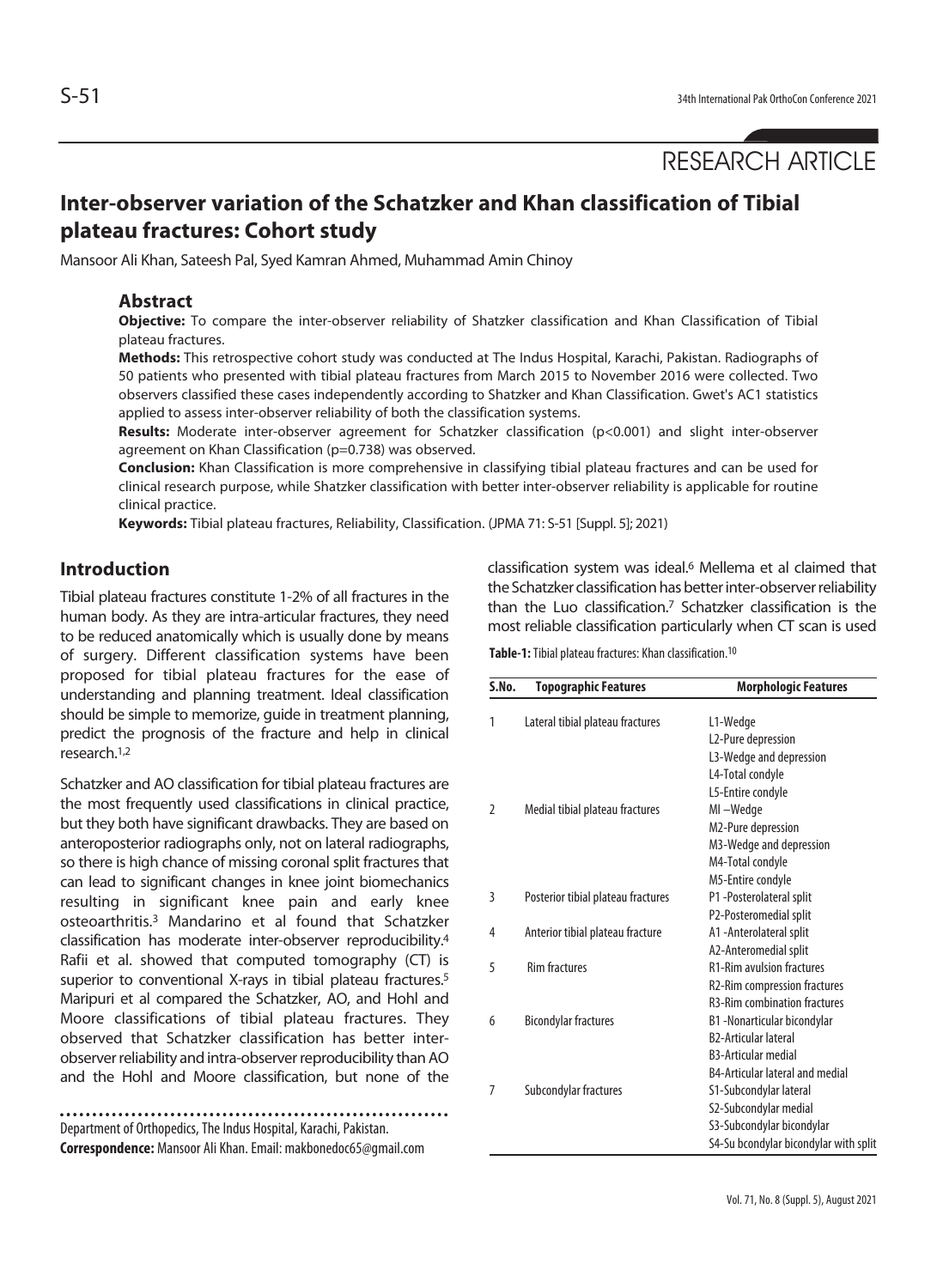RESEARCH ARTICLE

# Inter-observer variation of the Schatzker and Khan classification of Tibial plateau fractures: Cohort study

Mansoor Ali Khan, Sateesh Pal, Syed Kamran Ahmed, Muhammad Amin Chinoy

## Abstract

**Objective:** To compare the inter-observer reliability of Shatzker classification and Khan Classification of Tibial plateau fractures.

**Methods:** This retrospective cohort study was conducted at The Indus Hospital, Karachi, Pakistan. Radiographs of 50 patients who presented with tibial plateau fractures from March 2015 to November 2016 were collected. Two observers classified these cases independently according to Shatzker and Khan Classification. Gwet's AC1 statistics applied to assess inter-observer reliability of both the classification systems.

**Results:** Moderate inter-observer agreement for Schatzker classification ($p<0.001$) and slight inter-observer agreement on Khan Classification ($p=0.738$) was observed.

**Conclusion:** Khan Classification is more comprehensive in classifying tibial plateau fractures and can be used for clinical research purpose, while Shatzker classification with better inter-observer reliability is applicable for routine clinical practice.

**Keywords:** Tibial plateau fractures, Reliability, Classification. (JPMA 71: S-51 [Suppl. 5]; 2021)

## Introduction

Tibial plateau fractures constitute 1-2% of all fractures in the human body. As they are intra-articular fractures, they need to be reduced anatomically which is usually done by means of surgery. Different classification systems have been proposed for tibial plateau fractures for the ease of understanding and planning treatment. Ideal classification should be simple to memorize, guide in treatment planning, predict the prognosis of the fracture and help in clinical research.[1,2]

Schatzker and AO classification for tibial plateau fractures are the most frequently used classifications in clinical practice, but they both have significant drawbacks. They are based on anteroposterior radiographs only, not on lateral radiographs, so there is high chance of missing coronal split fractures that can lead to significant changes in knee joint biomechanics resulting in significant knee pain and early knee osteoarthritis.[3] Mandarino et al found that Schatzker classification has moderate inter-observer reproducibility.[4] Rafii et al. showed that computed tomography (CT) is superior to conventional X-rays in tibial plateau fractures.[5] Maripuri et al compared the Schatzker, AO, and Hohl and Moore classifications of tibial plateau fractures. They observed that Schatzker classification has better inter-observer reliability and intra-observer reproducibility than AO and the Hohl and Moore classification, but none of the classification system was ideal.[6] Mellema et al claimed that the Schatzker classification has better inter-observer reliability than the Luo classification.[7] Schatzker classification is the most reliable classification particularly when CT scan is used

**Table-1:** Tibial plateau fractures: Khan classification.[10]

| S.No. | Topographic Features | Morphologic Features |
|---|---|---|
| 1 | Lateral tibial plateau fractures | L1-Wedge |
| | | L2-Pure depression |
| | | L3-Wedge and depression |
| | | L4-Total condyle |
| | | L5-Entire condyle |
| 2 | Medial tibial plateau fractures | MI –Wedge |
| | | M2-Pure depression |
| | | M3-Wedge and depression |
| | | M4-Total condyle |
| | | M5-Entire condyle |
| 3 | Posterior tibial plateau fractures | P1 -Posterolateral split |
| | | P2-Posteromedial split |
| 4 | Anterior tibial plateau fracture | A1 -Anterolateral split |
| | | A2-Anteromedial split |
| 5 | Rim fractures | R1-Rim avulsion fractures |
| | | R2-Rim compression fractures |
| | | R3-Rim combination fractures |
| 6 | Bicondylar fractures | B1 -Nonarticular bicondylar |
| | | B2-Articular lateral |
| | | B3-Articular medial |
| | | B4-Articular lateral and medial |
| 7 | Subcondylar fractures | S1-Subcondylar lateral |
| | | S2-Subcondylar medial |
| | | S3-Subcondylar bicondylar |
| | | S4-Su bcondylar bicondylar with split |

Department of Orthopedics, The Indus Hospital, Karachi, Pakistan.

**Correspondence:** Mansoor Ali Khan. Email: makbonedoc65@gmail.com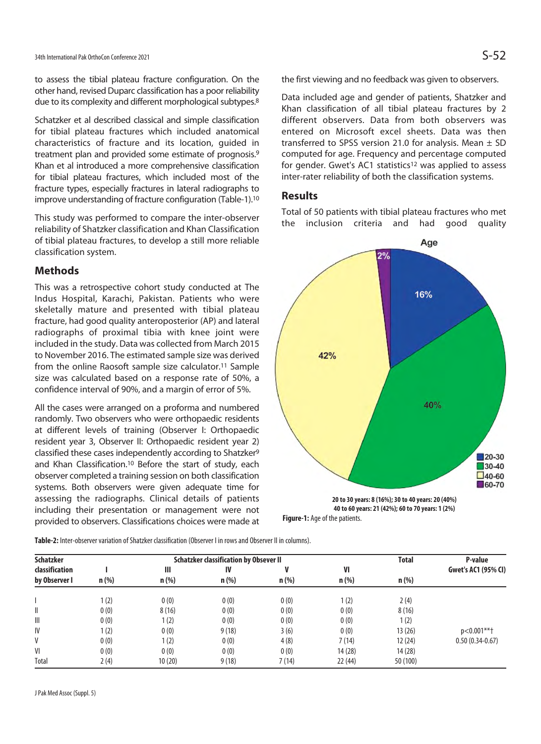to assess the tibial plateau fracture configuration. On the other hand, revised Duparc classification has a poor reliability due to its complexity and different morphological subtypes.[8]

Schatzker et al described classical and simple classification for tibial plateau fractures which included anatomical characteristics of fracture and its location, guided in treatment plan and provided some estimate of prognosis.[9] Khan et al introduced a more comprehensive classification for tibial plateau fractures, which included most of the fracture types, especially fractures in lateral radiographs to improve understanding of fracture configuration (Table-1).[10]

This study was performed to compare the inter-observer reliability of Shatzker classification and Khan Classification of tibial plateau fractures, to develop a still more reliable classification system.

## Methods

This was a retrospective cohort study conducted at The Indus Hospital, Karachi, Pakistan. Patients who were skeletally mature and presented with tibial plateau fracture, had good quality anteroposterior (AP) and lateral radiographs of proximal tibia with knee joint were included in the study. Data was collected from March 2015 to November 2016. The estimated sample size was derived from the online Raosoft sample size calculator.[11] Sample size was calculated based on a response rate of 50%, a confidence interval of 90%, and a margin of error of 5%.

All the cases were arranged on a proforma and numbered randomly. Two observers who were orthopaedic residents at different levels of training (Observer I: Orthopaedic resident year 3, Observer II: Orthopaedic resident year 2) classified these cases independently according to Shatzker[9] and Khan Classification.[10] Before the start of study, each observer completed a training session on both classification systems. Both observers were given adequate time for assessing the radiographs. Clinical details of patients including their presentation or management were not provided to observers. Classifications choices were made at the first viewing and no feedback was given to observers.

Data included age and gender of patients, Shatzker and Khan classification of all tibial plateau fractures by 2 different observers. Data from both observers was entered on Microsoft excel sheets. Data was then transferred to SPSS version 21.0 for analysis. Mean ± SD computed for age. Frequency and percentage computed for gender. Gwet's AC1 statistics[12] was applied to assess inter-rater reliability of both the classification systems.

## Results

Total of 50 patients with tibial plateau fractures who met the inclusion criteria and had good quality

20 to 30 years: 8 (16%); 30 to 40 years: 20 (40%)
40 to 60 years: 21 (42%); 60 to 70 years: 1 (2%)

**Figure-1:** Age of the patients.

**Table-2:** Inter-observer variation of Shatzker classification (Observer I in rows and Observer II in columns).

| Schatzker classification by Observer I | Schatzker classification by Obsever II | | | | | Total | P-value |
|---|---|---|---|---|---|---|---|
| | I | III | IV | V | VI | | Gwet's AC1 (95% CI) |
| | n (%) | n (%) | n (%) | n (%) | n (%) | n (%) | |
| I | 1 (2) | 0 (0) | 0 (0) | 0 (0) | 1 (2) | 2 (4) | |
| II | 0 (0) | 8 (16) | 0 (0) | 0 (0) | 0 (0) | 8 (16) | |
| III | 0 (0) | 1 (2) | 0 (0) | 0 (0) | 0 (0) | 1 (2) | |
| IV | 1 (2) | 0 (0) | 9 (18) | 3 (6) | 0 (0) | 13 (26) | p<0.001**† |
| V | 0 (0) | 1 (2) | 0 (0) | 4 (8) | 7 (14) | 12 (24) | 0.50 (0.34-0.67) |
| VI | 0 (0) | 0 (0) | 0 (0) | 0 (0) | 14 (28) | 14 (28) | |
| Total | 2 (4) | 10 (20) | 9 (18) | 7 (14) | 22 (44) | 50 (100) | |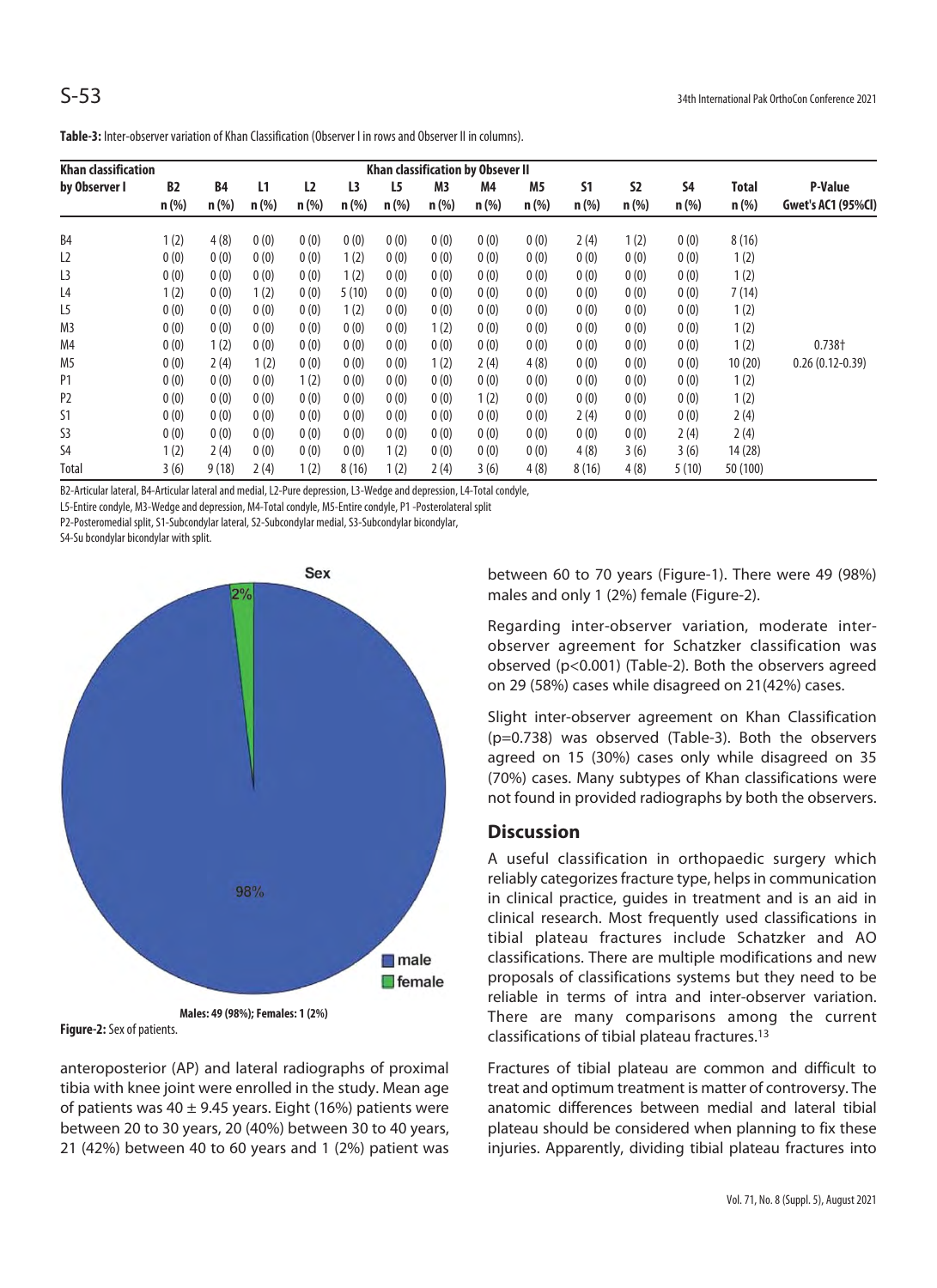**Table-3:** Inter-observer variation of Khan Classification (Observer I in rows and Observer II in columns).

| Khan classification by Observer I | Khan classification by Obsever II | | | | | | | | | | | | | |
|---|---|---|---|---|---|---|---|---|---|---|---|---|---|---|
| | B2 n (%) | B4 n (%) | L1 n (%) | L2 n (%) | L3 n (%) | L5 n (%) | M3 n (%) | M4 n (%) | M5 n (%) | S1 n (%) | S2 n (%) | S4 n (%) | Total n (%) | P-Value Gwet's AC1 (95%CI) |
| B4 | 1 (2) | 4 (8) | 0 (0) | 0 (0) | 0 (0) | 0 (0) | 0 (0) | 0 (0) | 0 (0) | 2 (4) | 1 (2) | 0 (0) | 8 (16) | |
| L2 | 0 (0) | 0 (0) | 0 (0) | 0 (0) | 1 (2) | 0 (0) | 0 (0) | 0 (0) | 0 (0) | 0 (0) | 0 (0) | 0 (0) | 1 (2) | |
| L3 | 0 (0) | 0 (0) | 0 (0) | 0 (0) | 1 (2) | 0 (0) | 0 (0) | 0 (0) | 0 (0) | 0 (0) | 0 (0) | 0 (0) | 1 (2) | |
| L4 | 1 (2) | 0 (0) | 1 (2) | 0 (0) | 5 (10) | 0 (0) | 0 (0) | 0 (0) | 0 (0) | 0 (0) | 0 (0) | 0 (0) | 7 (14) | |
| L5 | 0 (0) | 0 (0) | 0 (0) | 0 (0) | 1 (2) | 0 (0) | 0 (0) | 0 (0) | 0 (0) | 0 (0) | 0 (0) | 0 (0) | 1 (2) | |
| M3 | 0 (0) | 0 (0) | 0 (0) | 0 (0) | 0 (0) | 0 (0) | 1 (2) | 0 (0) | 0 (0) | 0 (0) | 0 (0) | 0 (0) | 1 (2) | |
| M4 | 0 (0) | 1 (2) | 0 (0) | 0 (0) | 0 (0) | 0 (0) | 0 (0) | 0 (0) | 0 (0) | 0 (0) | 0 (0) | 0 (0) | 1 (2) | 0.738† |
| M5 | 0 (0) | 2 (4) | 1 (2) | 0 (0) | 0 (0) | 0 (0) | 1 (2) | 2 (4) | 4 (8) | 0 (0) | 0 (0) | 0 (0) | 10 (20) | 0.26 (0.12-0.39) |
| P1 | 0 (0) | 0 (0) | 0 (0) | 1 (2) | 0 (0) | 0 (0) | 0 (0) | 0 (0) | 0 (0) | 0 (0) | 0 (0) | 0 (0) | 1 (2) | |
| P2 | 0 (0) | 0 (0) | 0 (0) | 0 (0) | 0 (0) | 0 (0) | 0 (0) | 1 (2) | 0 (0) | 0 (0) | 0 (0) | 0 (0) | 1 (2) | |
| S1 | 0 (0) | 0 (0) | 0 (0) | 0 (0) | 0 (0) | 0 (0) | 0 (0) | 0 (0) | 0 (0) | 2 (4) | 0 (0) | 0 (0) | 2 (4) | |
| S3 | 0 (0) | 0 (0) | 0 (0) | 0 (0) | 0 (0) | 0 (0) | 0 (0) | 0 (0) | 0 (0) | 0 (0) | 0 (0) | 2 (4) | 2 (4) | |
| S4 | 1 (2) | 2 (4) | 0 (0) | 0 (0) | 0 (0) | 1 (2) | 0 (0) | 0 (0) | 0 (0) | 4 (8) | 3 (6) | 3 (6) | 14 (28) | |
| Total | 3 (6) | 9 (18) | 2 (4) | 1 (2) | 8 (16) | 1 (2) | 2 (4) | 3 (6) | 4 (8) | 8 (16) | 4 (8) | 5 (10) | 50 (100) | |

B2-Articular lateral, B4-Articular lateral and medial, L2-Pure depression, L3-Wedge and depression, L4-Total condyle,
L5-Entire condyle, M3-Wedge and depression, M4-Total condyle, M5-Entire condyle, P1 -Posterolateral split
P2-Posteromedial split, S1-Subcondylar lateral, S2-Subcondylar medial, S3-Subcondylar bicondylar,
S4-Su bcondylar bicondylar with split.

Males: 49 (98%); Females: 1 (2%)

**Figure-2:** Sex of patients.

anteroposterior (AP) and lateral radiographs of proximal tibia with knee joint were enrolled in the study. Mean age of patients was 40 ± 9.45 years. Eight (16%) patients were between 20 to 30 years, 20 (40%) between 30 to 40 years, 21 (42%) between 40 to 60 years and 1 (2%) patient was between 60 to 70 years (Figure-1). There were 49 (98%) males and only 1 (2%) female (Figure-2).

Regarding inter-observer variation, moderate inter-observer agreement for Schatzker classification was observed ($p<0.001$) (Table-2). Both the observers agreed on 29 (58%) cases while disagreed on 21(42%) cases.

Slight inter-observer agreement on Khan Classification ($p=0.738$) was observed (Table-3). Both the observers agreed on 15 (30%) cases only while disagreed on 35 (70%) cases. Many subtypes of Khan classifications were not found in provided radiographs by both the observers.

## Discussion

A useful classification in orthopaedic surgery which reliably categorizes fracture type, helps in communication in clinical practice, guides in treatment and is an aid in clinical research. Most frequently used classifications in tibial plateau fractures include Schatzker and AO classifications. There are multiple modifications and new proposals of classifications systems but they need to be reliable in terms of intra and inter-observer variation. There are many comparisons among the current classifications of tibial plateau fractures.[13]

Fractures of tibial plateau are common and difficult to treat and optimum treatment is matter of controversy. The anatomic differences between medial and lateral tibial plateau should be considered when planning to fix these injuries. Apparently, dividing tibial plateau fractures into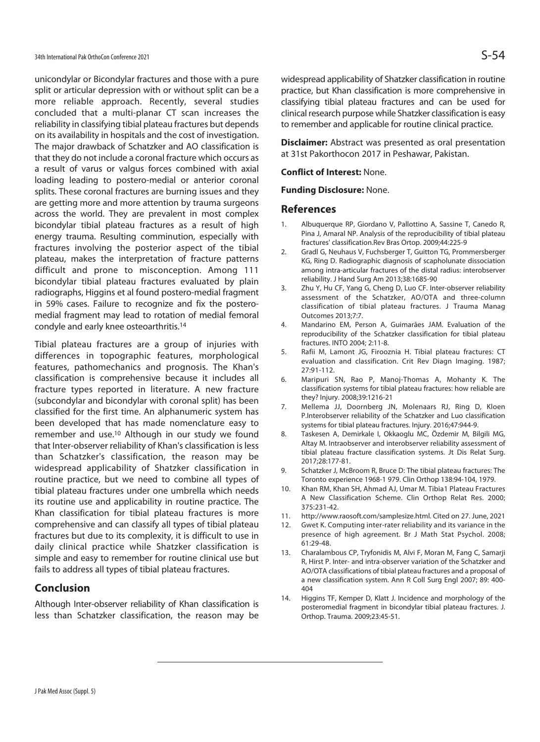unicondylar or Bicondylar fractures and those with a pure split or articular depression with or without split can be a more reliable approach. Recently, several studies concluded that a multi-planar CT scan increases the reliability in classifying tibial plateau fractures but depends on its availability in hospitals and the cost of investigation. The major drawback of Schatzker and AO classification is that they do not include a coronal fracture which occurs as a result of varus or valgus forces combined with axial loading leading to postero-medial or anterior coronal splits. These coronal fractures are burning issues and they are getting more and more attention by trauma surgeons across the world. They are prevalent in most complex bicondylar tibial plateau fractures as a result of high energy trauma. Resulting comminution, especially with fractures involving the posterior aspect of the tibial plateau, makes the interpretation of fracture patterns difficult and prone to misconception. Among 111 bicondylar tibial plateau fractures evaluated by plain radiographs, Higgins et al found postero-medial fragment in 59% cases. Failure to recognize and fix the postero-medial fragment may lead to rotation of medial femoral condyle and early knee osteoarthritis.[14]

Tibial plateau fractures are a group of injuries with differences in topographic features, morphological features, pathomechanics and prognosis. The Khan's classification is comprehensive because it includes all fracture types reported in literature. A new fracture (subcondylar and bicondylar with coronal split) has been classified for the first time. An alphanumeric system has been developed that has made nomenclature easy to remember and use.[10] Although in our study we found that Inter-observer reliability of Khan's classification is less than Schatzker's classification, the reason may be widespread applicability of Shatzker classification in routine practice, but we need to combine all types of tibial plateau fractures under one umbrella which needs its routine use and applicability in routine practice. The Khan classification for tibial plateau fractures is more comprehensive and can classify all types of tibial plateau fractures but due to its complexity, it is difficult to use in daily clinical practice while Shatzker classification is simple and easy to remember for routine clinical use but fails to address all types of tibial plateau fractures.

## Conclusion

Although Inter-observer reliability of Khan classification is less than Schatzker classification, the reason may be widespread applicability of Shatzker classification in routine practice, but Khan classification is more comprehensive in classifying tibial plateau fractures and can be used for clinical research purpose while Shatzker classification is easy to remember and applicable for routine clinical practice.

**Disclaimer:** Abstract was presented as oral presentation at 31st Pakorthocon 2017 in Peshawar, Pakistan.

**Conflict of Interest:** None.

**Funding Disclosure:** None.

## References

1. Albuquerque RP, Giordano V, Pallottino A, Sassine T, Canedo R, Pina J, Amaral NP. Analysis of the reproducibility of tibial plateau fractures' classification.Rev Bras Ortop. 2009;44:225-9
2. Gradl G, Neuhaus V, Fuchsberger T, Guitton TG, Prommersberger KG, Ring D. Radiographic diagnosis of scapholunate dissociation among intra-articular fractures of the distal radius: interobserver reliability. J Hand Surg Am 2013;38:1685-90
3. Zhu Y, Hu CF, Yang G, Cheng D, Luo CF. Inter-observer reliability assessment of the Schatzker, AO/OTA and three-column classification of tibial plateau fractures. J Trauma Manag Outcomes 2013;7:7.
4. Mandarino EM, Person A, Guimarães JAM. Evaluation of the reproducibility of the Schatzker classification for tibial plateau fractures. INTO 2004; 2:11-8.
5. Rafii M, Lamont JG, Firooznia H. Tibial plateau fractures: CT evaluation and classification. Crit Rev Diagn Imaging. 1987; 27:91-112.
6. Maripuri SN, Rao P, Manoj-Thomas A, Mohanty K. The classification systems for tibial plateau fractures: how reliable are they? Injury. 2008;39:1216-21
7. Mellema JJ, Doornberg JN, Molenaars RJ, Ring D, Kloen P.Interobserver reliability of the Schatzker and Luo classification systems for tibial plateau fractures. Injury. 2016;47:944-9.
8. Taskesen A, Demirkale I, Okkaoglu MC, Özdemir M, Bilgili MG, Altay M. Intraobserver and interobserver reliability assessment of tibial plateau fracture classification systems. Jt Dis Relat Surg. 2017;28:177-81.
9. Schatzker J, McBroom R, Bruce D: The tibial plateau fractures: The Toronto experience 1968-1 979. Clin Orthop 138:94-104, 1979.
10. Khan RM, Khan SH, Ahmad AJ, Umar M. Tibia1 Plateau Fractures A New Classification Scheme. Clin Orthop Relat Res. 2000; 375:231-42.
11. http://www.raosoft.com/samplesize.html. Cited on 27. June, 2021
12. Gwet K. Computing inter-rater reliability and its variance in the presence of high agreement. Br J Math Stat Psychol. 2008; 61:29-48.
13. Charalambous CP, Tryfonidis M, Alvi F, Moran M, Fang C, Samarji R, Hirst P. Inter- and intra-observer variation of the Schatzker and AO/OTA classifications of tibial plateau fractures and a proposal of a new classification system. Ann R Coll Surg Engl 2007; 89: 400-404
14. Higgins TF, Kemper D, Klatt J. Incidence and morphology of the posteromedial fragment in bicondylar tibial plateau fractures. J. Orthop. Trauma. 2009;23:45-51.